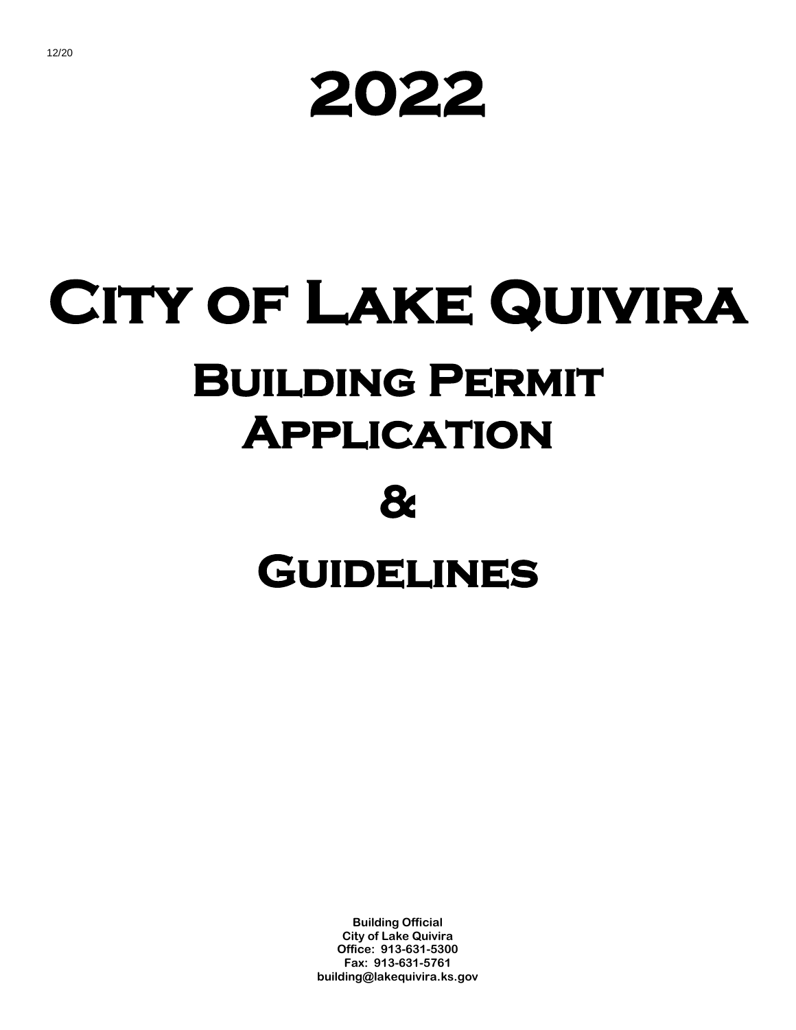12/20

# 2022

# City of Lake Quivira

## Building Permit Application

## &

## Guidelines

**Building Official**
**City of Lake Quivira**
**Office: 913-631-5300**
**Fax: 913-631-5761**
**building@lakequivira.ks.gov**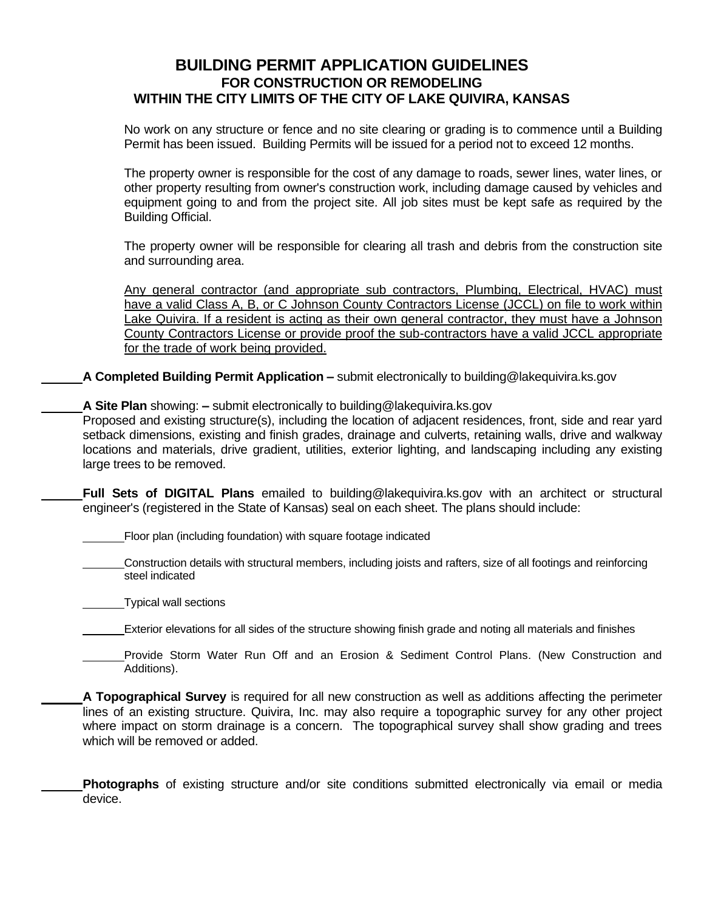# BUILDING PERMIT APPLICATION GUIDELINES
## FOR CONSTRUCTION OR REMODELING
## WITHIN THE CITY LIMITS OF THE CITY OF LAKE QUIVIRA, KANSAS

No work on any structure or fence and no site clearing or grading is to commence until a Building Permit has been issued. Building Permits will be issued for a period not to exceed 12 months.

The property owner is responsible for the cost of any damage to roads, sewer lines, water lines, or other property resulting from owner's construction work, including damage caused by vehicles and equipment going to and from the project site. All job sites must be kept safe as required by the Building Official.

The property owner will be responsible for clearing all trash and debris from the construction site and surrounding area.

<u>Any general contractor (and appropriate sub contractors, Plumbing, Electrical, HVAC) must have a valid Class A, B, or C Johnson County Contractors License (JCCL) on file to work within Lake Quivira. If a resident is acting as their own general contractor, they must have a Johnson County Contractors License or provide proof the sub-contractors have a valid JCCL appropriate for the trade of work being provided.</u>

______ **A Completed Building Permit Application –** submit electronically to building@lakequivira.ks.gov

______ **A Site Plan** showing: **–** submit electronically to building@lakequivira.ks.gov
Proposed and existing structure(s), including the location of adjacent residences, front, side and rear yard setback dimensions, existing and finish grades, drainage and culverts, retaining walls, drive and walkway locations and materials, drive gradient, utilities, exterior lighting, and landscaping including any existing large trees to be removed.

______ **Full Sets of DIGITAL Plans** emailed to building@lakequivira.ks.gov with an architect or structural engineer's (registered in the State of Kansas) seal on each sheet. The plans should include:

- ______ Floor plan (including foundation) with square footage indicated
- ______ Construction details with structural members, including joists and rafters, size of all footings and reinforcing steel indicated
- ______ Typical wall sections
- ______ Exterior elevations for all sides of the structure showing finish grade and noting all materials and finishes
- ______ Provide Storm Water Run Off and an Erosion & Sediment Control Plans. (New Construction and Additions).

______ **A Topographical Survey** is required for all new construction as well as additions affecting the perimeter lines of an existing structure. Quivira, Inc. may also require a topographic survey for any other project where impact on storm drainage is a concern. The topographical survey shall show grading and trees which will be removed or added.

______ **Photographs** of existing structure and/or site conditions submitted electronically via email or media device.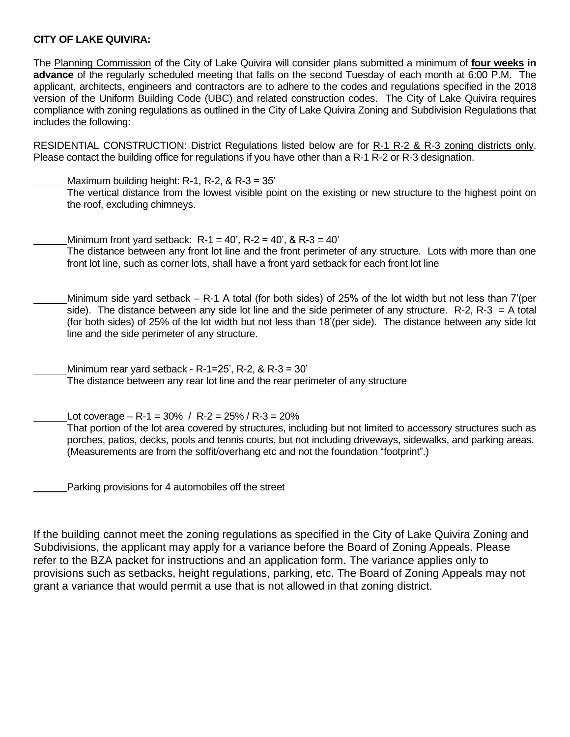**CITY OF LAKE QUIVIRA:**

The Planning Commission of the City of Lake Quivira will consider plans submitted a minimum of **four weeks in advance** of the regularly scheduled meeting that falls on the second Tuesday of each month at 6:00 P.M. The applicant, architects, engineers and contractors are to adhere to the codes and regulations specified in the 2018 version of the Uniform Building Code (UBC) and related construction codes. The City of Lake Quivira requires compliance with zoning regulations as outlined in the City of Lake Quivira Zoning and Subdivision Regulations that includes the following:

RESIDENTIAL CONSTRUCTION: District Regulations listed below are for R-1 R-2 & R-3 zoning districts only. Please contact the building office for regulations if you have other than a R-1 R-2 or R-3 designation.

______ Maximum building height: R-1, R-2, & R-3 = 35'
The vertical distance from the lowest visible point on the existing or new structure to the highest point on the roof, excluding chimneys.

______ Minimum front yard setback: R-1 = 40', R-2 = 40', & R-3 = 40'
The distance between any front lot line and the front perimeter of any structure. Lots with more than one front lot line, such as corner lots, shall have a front yard setback for each front lot line

______ Minimum side yard setback – R-1 A total (for both sides) of 25% of the lot width but not less than 7'(per side). The distance between any side lot line and the side perimeter of any structure. R-2, R-3 = A total (for both sides) of 25% of the lot width but not less than 18'(per side). The distance between any side lot line and the side perimeter of any structure.

______ Minimum rear yard setback - R-1=25', R-2, & R-3 = 30'
The distance between any rear lot line and the rear perimeter of any structure

______ Lot coverage – R-1 = 30% / R-2 = 25% / R-3 = 20%
That portion of the lot area covered by structures, including but not limited to accessory structures such as porches, patios, decks, pools and tennis courts, but not including driveways, sidewalks, and parking areas. (Measurements are from the soffit/overhang etc and not the foundation "footprint".)

______ Parking provisions for 4 automobiles off the street

If the building cannot meet the zoning regulations as specified in the City of Lake Quivira Zoning and Subdivisions, the applicant may apply for a variance before the Board of Zoning Appeals. Please refer to the BZA packet for instructions and an application form. The variance applies only to provisions such as setbacks, height regulations, parking, etc. The Board of Zoning Appeals may not grant a variance that would permit a use that is not allowed in that zoning district.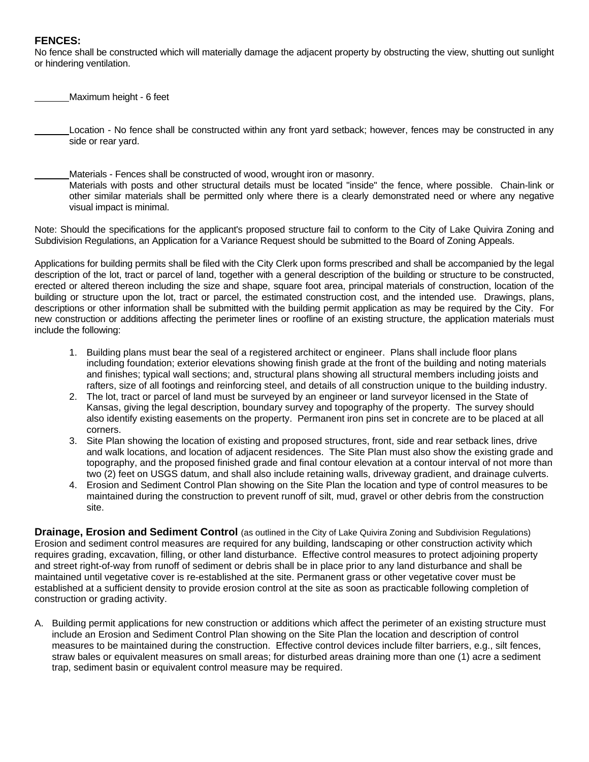## FENCES:

No fence shall be constructed which will materially damage the adjacent property by obstructing the view, shutting out sunlight or hindering ventilation.

_______ Maximum height - 6 feet

_______ Location - No fence shall be constructed within any front yard setback; however, fences may be constructed in any side or rear yard.

_______ Materials - Fences shall be constructed of wood, wrought iron or masonry.
Materials with posts and other structural details must be located "inside" the fence, where possible. Chain-link or other similar materials shall be permitted only where there is a clearly demonstrated need or where any negative visual impact is minimal.

Note: Should the specifications for the applicant's proposed structure fail to conform to the City of Lake Quivira Zoning and Subdivision Regulations, an Application for a Variance Request should be submitted to the Board of Zoning Appeals.

Applications for building permits shall be filed with the City Clerk upon forms prescribed and shall be accompanied by the legal description of the lot, tract or parcel of land, together with a general description of the building or structure to be constructed, erected or altered thereon including the size and shape, square foot area, principal materials of construction, location of the building or structure upon the lot, tract or parcel, the estimated construction cost, and the intended use. Drawings, plans, descriptions or other information shall be submitted with the building permit application as may be required by the City. For new construction or additions affecting the perimeter lines or roofline of an existing structure, the application materials must include the following:

1. Building plans must bear the seal of a registered architect or engineer. Plans shall include floor plans including foundation; exterior elevations showing finish grade at the front of the building and noting materials and finishes; typical wall sections; and, structural plans showing all structural members including joists and rafters, size of all footings and reinforcing steel, and details of all construction unique to the building industry.
2. The lot, tract or parcel of land must be surveyed by an engineer or land surveyor licensed in the State of Kansas, giving the legal description, boundary survey and topography of the property. The survey should also identify existing easements on the property. Permanent iron pins set in concrete are to be placed at all corners.
3. Site Plan showing the location of existing and proposed structures, front, side and rear setback lines, drive and walk locations, and location of adjacent residences. The Site Plan must also show the existing grade and topography, and the proposed finished grade and final contour elevation at a contour interval of not more than two (2) feet on USGS datum, and shall also include retaining walls, driveway gradient, and drainage culverts.
4. Erosion and Sediment Control Plan showing on the Site Plan the location and type of control measures to be maintained during the construction to prevent runoff of silt, mud, gravel or other debris from the construction site.

**Drainage, Erosion and Sediment Control** (as outlined in the City of Lake Quivira Zoning and Subdivision Regulations)
Erosion and sediment control measures are required for any building, landscaping or other construction activity which requires grading, excavation, filling, or other land disturbance. Effective control measures to protect adjoining property and street right-of-way from runoff of sediment or debris shall be in place prior to any land disturbance and shall be maintained until vegetative cover is re-established at the site. Permanent grass or other vegetative cover must be established at a sufficient density to provide erosion control at the site as soon as practicable following completion of construction or grading activity.

A. Building permit applications for new construction or additions which affect the perimeter of an existing structure must include an Erosion and Sediment Control Plan showing on the Site Plan the location and description of control measures to be maintained during the construction. Effective control devices include filter barriers, e.g., silt fences, straw bales or equivalent measures on small areas; for disturbed areas draining more than one (1) acre a sediment trap, sediment basin or equivalent control measure may be required.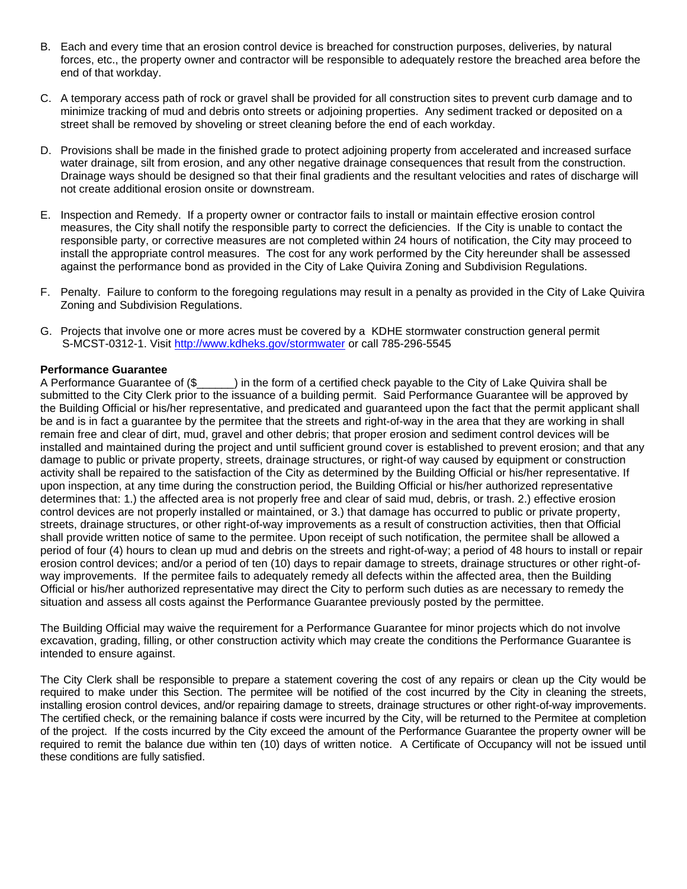B. Each and every time that an erosion control device is breached for construction purposes, deliveries, by natural forces, etc., the property owner and contractor will be responsible to adequately restore the breached area before the end of that workday.

C. A temporary access path of rock or gravel shall be provided for all construction sites to prevent curb damage and to minimize tracking of mud and debris onto streets or adjoining properties. Any sediment tracked or deposited on a street shall be removed by shoveling or street cleaning before the end of each workday.

D. Provisions shall be made in the finished grade to protect adjoining property from accelerated and increased surface water drainage, silt from erosion, and any other negative drainage consequences that result from the construction. Drainage ways should be designed so that their final gradients and the resultant velocities and rates of discharge will not create additional erosion onsite or downstream.

E. Inspection and Remedy. If a property owner or contractor fails to install or maintain effective erosion control measures, the City shall notify the responsible party to correct the deficiencies. If the City is unable to contact the responsible party, or corrective measures are not completed within 24 hours of notification, the City may proceed to install the appropriate control measures. The cost for any work performed by the City hereunder shall be assessed against the performance bond as provided in the City of Lake Quivira Zoning and Subdivision Regulations.

F. Penalty. Failure to conform to the foregoing regulations may result in a penalty as provided in the City of Lake Quivira Zoning and Subdivision Regulations.

G. Projects that involve one or more acres must be covered by a KDHE stormwater construction general permit S-MCST-0312-1. Visit http://www.kdheks.gov/stormwater or call 785-296-5545

**Performance Guarantee**

A Performance Guarantee of ($______) in the form of a certified check payable to the City of Lake Quivira shall be submitted to the City Clerk prior to the issuance of a building permit. Said Performance Guarantee will be approved by the Building Official or his/her representative, and predicated and guaranteed upon the fact that the permit applicant shall be and is in fact a guarantee by the permitee that the streets and right-of-way in the area that they are working in shall remain free and clear of dirt, mud, gravel and other debris; that proper erosion and sediment control devices will be installed and maintained during the project and until sufficient ground cover is established to prevent erosion; and that any damage to public or private property, streets, drainage structures, or right-of way caused by equipment or construction activity shall be repaired to the satisfaction of the City as determined by the Building Official or his/her representative. If upon inspection, at any time during the construction period, the Building Official or his/her authorized representative determines that: 1.) the affected area is not properly free and clear of said mud, debris, or trash. 2.) effective erosion control devices are not properly installed or maintained, or 3.) that damage has occurred to public or private property, streets, drainage structures, or other right-of-way improvements as a result of construction activities, then that Official shall provide written notice of same to the permitee. Upon receipt of such notification, the permitee shall be allowed a period of four (4) hours to clean up mud and debris on the streets and right-of-way; a period of 48 hours to install or repair erosion control devices; and/or a period of ten (10) days to repair damage to streets, drainage structures or other right-of-way improvements. If the permitee fails to adequately remedy all defects within the affected area, then the Building Official or his/her authorized representative may direct the City to perform such duties as are necessary to remedy the situation and assess all costs against the Performance Guarantee previously posted by the permittee.

The Building Official may waive the requirement for a Performance Guarantee for minor projects which do not involve excavation, grading, filling, or other construction activity which may create the conditions the Performance Guarantee is intended to ensure against.

The City Clerk shall be responsible to prepare a statement covering the cost of any repairs or clean up the City would be required to make under this Section. The permitee will be notified of the cost incurred by the City in cleaning the streets, installing erosion control devices, and/or repairing damage to streets, drainage structures or other right-of-way improvements. The certified check, or the remaining balance if costs were incurred by the City, will be returned to the Permitee at completion of the project. If the costs incurred by the City exceed the amount of the Performance Guarantee the property owner will be required to remit the balance due within ten (10) days of written notice. A Certificate of Occupancy will not be issued until these conditions are fully satisfied.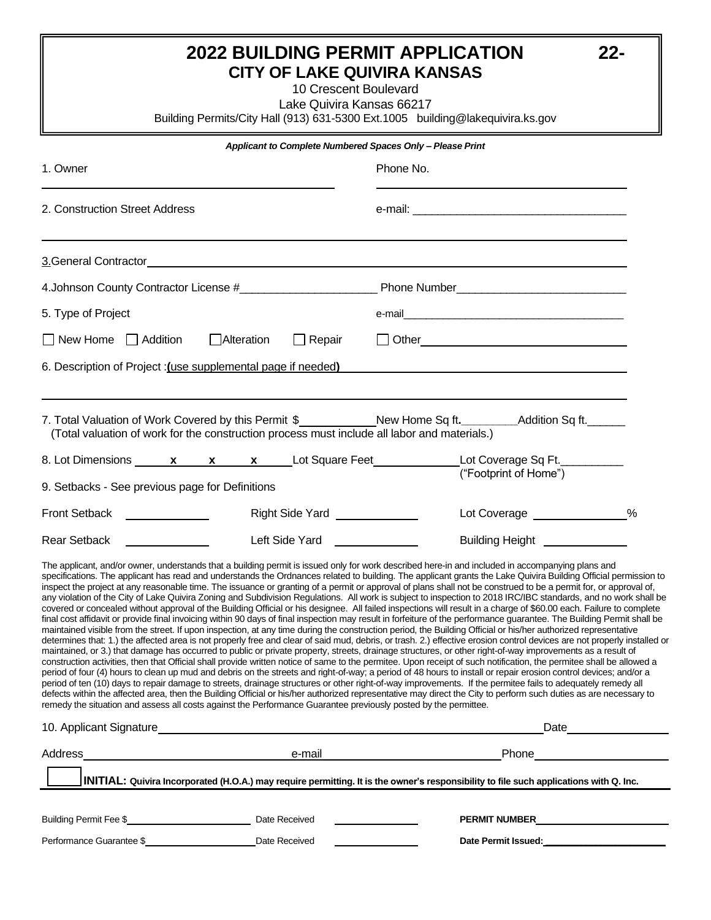# 2022 BUILDING PERMIT APPLICATION 22-

## CITY OF LAKE QUIVIRA KANSAS

10 Crescent Boulevard
Lake Quivira Kansas 66217
Building Permits/City Hall (913) 631-5300 Ext.1005 building@lakequivira.ks.gov

***Applicant to Complete Numbered Spaces Only – Please Print***

1. Owner ______________________ Phone No. ______________________

2. Construction Street Address ______________________ e-mail: ______________________

3. General Contractor ______________________

4. Johnson County Contractor License #______________________ Phone Number______________________

5. Type of Project e-mail______________________

☐ New Home ☐ Addition ☐ Alteration ☐ Repair ☐ Other______________________

6. Description of Project :**(use supplemental page if needed)** ______________________

7. Total Valuation of Work Covered by this Permit $__________ New Home Sq ft.________ Addition Sq ft.______
(Total valuation of work for the construction process must include all labor and materials.)

8. Lot Dimensions _____ x _____ x _____ x _____ Lot Square Feet__________ Lot Coverage Sq Ft.__________
("Footprint of Home")

9. Setbacks - See previous page for Definitions

| | | | | | |
|---|---|---|---|---|---|
| Front Setback | ______ | Right Side Yard | ______ | Lot Coverage | ______% |
| Rear Setback | ______ | Left Side Yard | ______ | Building Height | ______ |

The applicant, and/or owner, understands that a building permit is issued only for work described here-in and included in accompanying plans and specifications. The applicant has read and understands the Ordnances related to building. The applicant grants the Lake Quivira Building Official permission to inspect the project at any reasonable time. The issuance or granting of a permit or approval of plans shall not be construed to be a permit for, or approval of, any violation of the City of Lake Quivira Zoning and Subdivision Regulations. All work is subject to inspection to 2018 IRC/IBC standards, and no work shall be covered or concealed without approval of the Building Official or his designee. All failed inspections will result in a charge of $60.00 each. Failure to complete final cost affidavit or provide final invoicing within 90 days of final inspection may result in forfeiture of the performance guarantee. The Building Permit shall be maintained visible from the street. If upon inspection, at any time during the construction period, the Building Official or his/her authorized representative determines that: 1.) the affected area is not properly free and clear of said mud, debris, or trash. 2.) effective erosion control devices are not properly installed or maintained, or 3.) that damage has occurred to public or private property, streets, drainage structures, or other right-of-way improvements as a result of construction activities, then that Official shall provide written notice of same to the permitee. Upon receipt of such notification, the permitee shall be allowed a period of four (4) hours to clean up mud and debris on the streets and right-of-way; a period of 48 hours to install or repair erosion control devices; and/or a period of ten (10) days to repair damage to streets, drainage structures or other right-of-way improvements. If the permitee fails to adequately remedy all defects within the affected area, then the Building Official or his/her authorized representative may direct the City to perform such duties as are necessary to remedy the situation and assess all costs against the Performance Guarantee previously posted by the permittee.

10. Applicant Signature______________________ Date__________

Address______________________ e-mail______________________ Phone__________

☐ **INITIAL: Quivira Incorporated (H.O.A.) may require permitting. It is the owner's responsibility to file such applications with Q. Inc.**

Building Permit Fee $__________ Date Received __________ **PERMIT NUMBER**__________

Performance Guarantee $__________ Date Received __________ **Date Permit Issued:**__________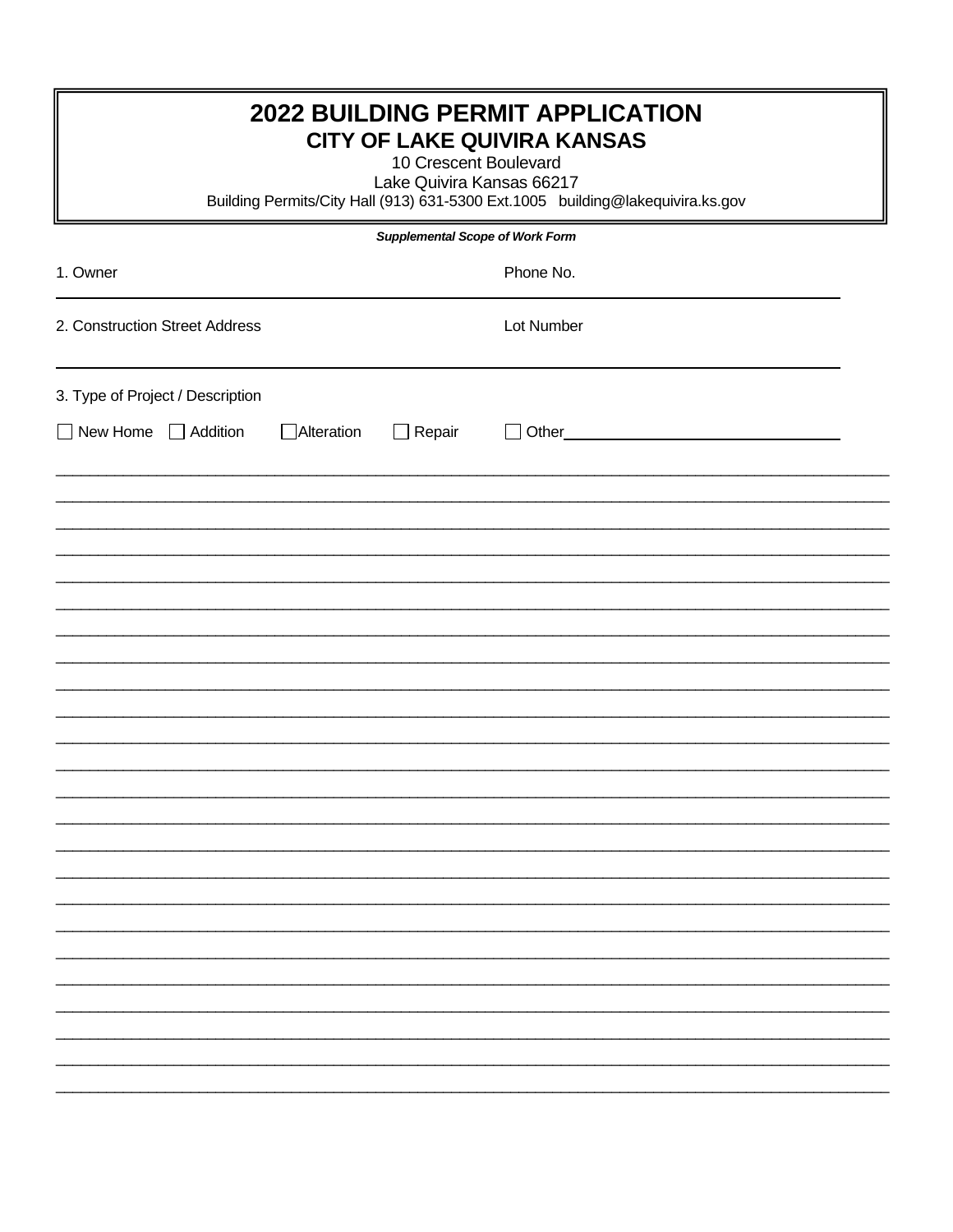# 2022 BUILDING PERMIT APPLICATION

## CITY OF LAKE QUIVIRA KANSAS

10 Crescent Boulevard
Lake Quivira Kansas 66217
Building Permits/City Hall (913) 631-5300 Ext.1005 building@lakequivira.ks.gov

***Supplemental Scope of Work Form***

1. Owner ______________________________ Phone No. ______________________________

2. Construction Street Address ______________________________ Lot Number ______________________________

3. Type of Project / Description

☐ New Home ☐ Addition ☐ Alteration ☐ Repair ☐ Other______________________________

______________________________________________________________________________

______________________________________________________________________________

______________________________________________________________________________

______________________________________________________________________________

______________________________________________________________________________

______________________________________________________________________________

______________________________________________________________________________

______________________________________________________________________________

______________________________________________________________________________

______________________________________________________________________________

______________________________________________________________________________

______________________________________________________________________________

______________________________________________________________________________

______________________________________________________________________________

______________________________________________________________________________

______________________________________________________________________________

______________________________________________________________________________

______________________________________________________________________________

______________________________________________________________________________

______________________________________________________________________________

______________________________________________________________________________

______________________________________________________________________________

______________________________________________________________________________